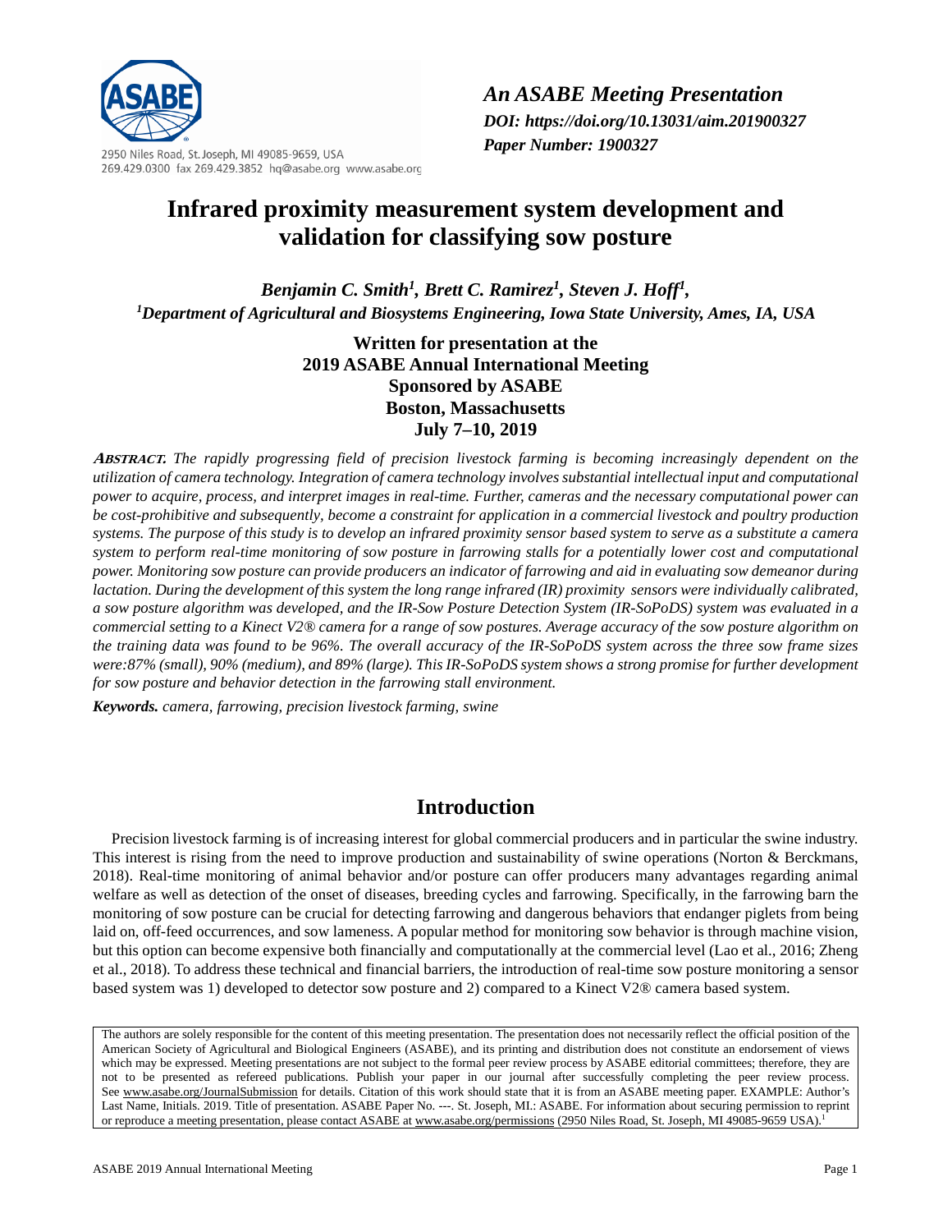*An ASABE Meeting Presentation*

***DOI: https://doi.org/10.13031/aim.201900327***

***Paper Number: 1900327***

2950 Niles Road, St. Joseph, MI 49085-9659, USA
269.429.0300 fax 269.429.3852 hq@asabe.org www.asabe.org

# Infrared proximity measurement system development and validation for classifying sow posture

***Benjamin C. Smith[1], Brett C. Ramirez[1], Steven J. Hoff[1],***
***[1]Department of Agricultural and Biosystems Engineering, Iowa State University, Ames, IA, USA***

**Written for presentation at the**
**2019 ASABE Annual International Meeting**
**Sponsored by ASABE**
**Boston, Massachusetts**
**July 7–10, 2019**

***ABSTRACT.*** *The rapidly progressing field of precision livestock farming is becoming increasingly dependent on the utilization of camera technology. Integration of camera technology involves substantial intellectual input and computational power to acquire, process, and interpret images in real-time. Further, cameras and the necessary computational power can be cost-prohibitive and subsequently, become a constraint for application in a commercial livestock and poultry production systems. The purpose of this study is to develop an infrared proximity sensor based system to serve as a substitute a camera system to perform real-time monitoring of sow posture in farrowing stalls for a potentially lower cost and computational power. Monitoring sow posture can provide producers an indicator of farrowing and aid in evaluating sow demeanor during lactation. During the development of this system the long range infrared (IR) proximity sensors were individually calibrated, a sow posture algorithm was developed, and the IR-Sow Posture Detection System (IR-SoPoDS) system was evaluated in a commercial setting to a Kinect V2® camera for a range of sow postures. Average accuracy of the sow posture algorithm on the training data was found to be 96%. The overall accuracy of the IR-SoPoDS system across the three sow frame sizes were:87% (small), 90% (medium), and 89% (large). This IR-SoPoDS system shows a strong promise for further development for sow posture and behavior detection in the farrowing stall environment.*

***Keywords.*** *camera, farrowing, precision livestock farming, swine*

## Introduction

Precision livestock farming is of increasing interest for global commercial producers and in particular the swine industry. This interest is rising from the need to improve production and sustainability of swine operations (Norton & Berckmans, 2018). Real-time monitoring of animal behavior and/or posture can offer producers many advantages regarding animal welfare as well as detection of the onset of diseases, breeding cycles and farrowing. Specifically, in the farrowing barn the monitoring of sow posture can be crucial for detecting farrowing and dangerous behaviors that endanger piglets from being laid on, off-feed occurrences, and sow lameness. A popular method for monitoring sow behavior is through machine vision, but this option can become expensive both financially and computationally at the commercial level (Lao et al., 2016; Zheng et al., 2018). To address these technical and financial barriers, the introduction of real-time sow posture monitoring a sensor based system was 1) developed to detector sow posture and 2) compared to a Kinect V2® camera based system.

The authors are solely responsible for the content of this meeting presentation. The presentation does not necessarily reflect the official position of the American Society of Agricultural and Biological Engineers (ASABE), and its printing and distribution does not constitute an endorsement of views which may be expressed. Meeting presentations are not subject to the formal peer review process by ASABE editorial committees; therefore, they are not to be presented as refereed publications. Publish your paper in our journal after successfully completing the peer review process. See www.asabe.org/JournalSubmission for details. Citation of this work should state that it is from an ASABE meeting paper. EXAMPLE: Author's Last Name, Initials. 2019. Title of presentation. ASABE Paper No. ---. St. Joseph, MI.: ASABE. For information about securing permission to reprint or reproduce a meeting presentation, please contact ASABE at www.asabe.org/permissions (2950 Niles Road, St. Joseph, MI 49085-9659 USA).[1]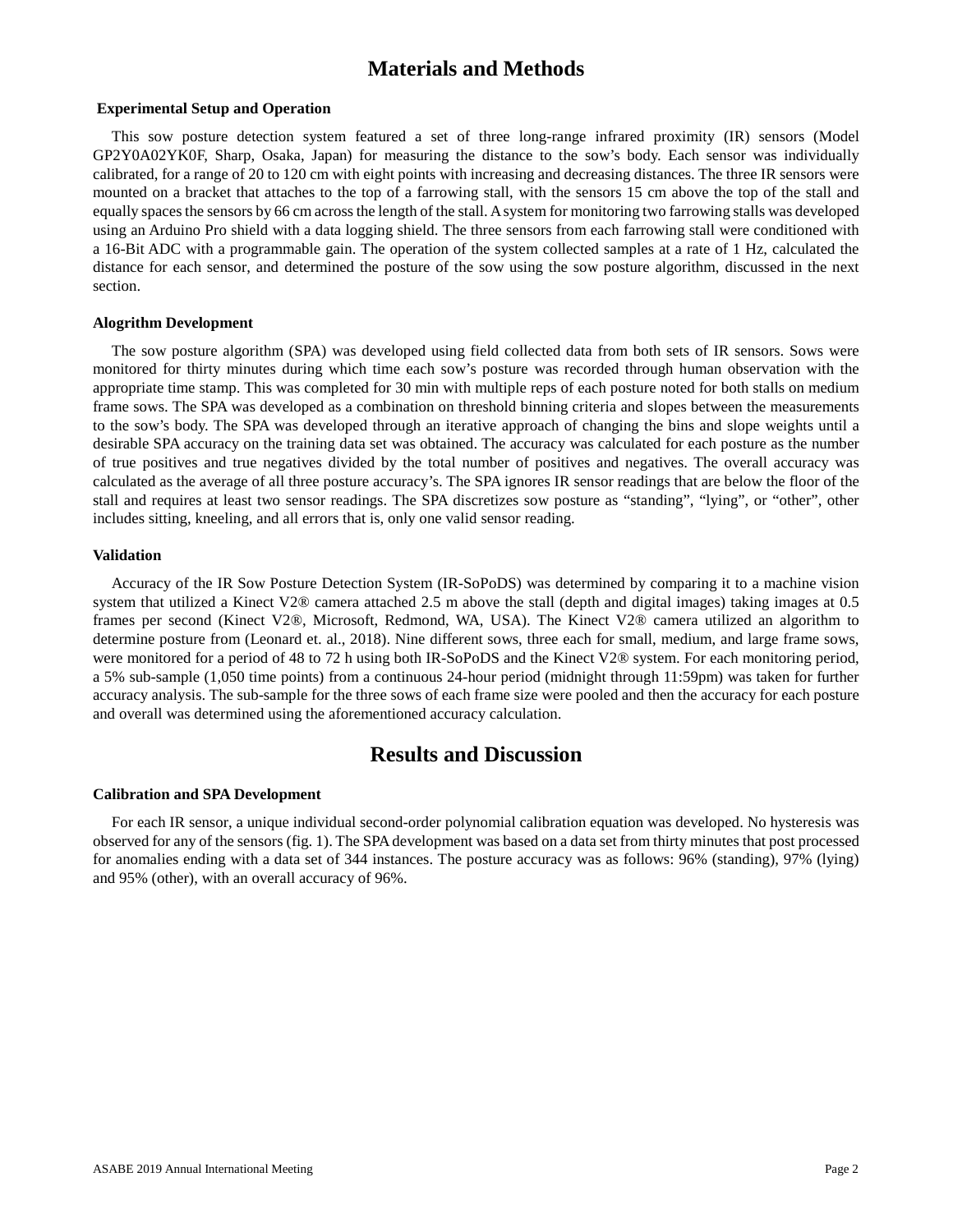# Materials and Methods

## Experimental Setup and Operation

This sow posture detection system featured a set of three long-range infrared proximity (IR) sensors (Model GP2Y0A02YK0F, Sharp, Osaka, Japan) for measuring the distance to the sow's body. Each sensor was individually calibrated, for a range of 20 to 120 cm with eight points with increasing and decreasing distances. The three IR sensors were mounted on a bracket that attaches to the top of a farrowing stall, with the sensors 15 cm above the top of the stall and equally spaces the sensors by 66 cm across the length of the stall. A system for monitoring two farrowing stalls was developed using an Arduino Pro shield with a data logging shield. The three sensors from each farrowing stall were conditioned with a 16-Bit ADC with a programmable gain. The operation of the system collected samples at a rate of 1 Hz, calculated the distance for each sensor, and determined the posture of the sow using the sow posture algorithm, discussed in the next section.

## Alogrithm Development

The sow posture algorithm (SPA) was developed using field collected data from both sets of IR sensors. Sows were monitored for thirty minutes during which time each sow's posture was recorded through human observation with the appropriate time stamp. This was completed for 30 min with multiple reps of each posture noted for both stalls on medium frame sows. The SPA was developed as a combination on threshold binning criteria and slopes between the measurements to the sow's body. The SPA was developed through an iterative approach of changing the bins and slope weights until a desirable SPA accuracy on the training data set was obtained. The accuracy was calculated for each posture as the number of true positives and true negatives divided by the total number of positives and negatives. The overall accuracy was calculated as the average of all three posture accuracy's. The SPA ignores IR sensor readings that are below the floor of the stall and requires at least two sensor readings. The SPA discretizes sow posture as "standing", "lying", or "other", other includes sitting, kneeling, and all errors that is, only one valid sensor reading.

## Validation

Accuracy of the IR Sow Posture Detection System (IR-SoPoDS) was determined by comparing it to a machine vision system that utilized a Kinect V2® camera attached 2.5 m above the stall (depth and digital images) taking images at 0.5 frames per second (Kinect V2®, Microsoft, Redmond, WA, USA). The Kinect V2® camera utilized an algorithm to determine posture from (Leonard et. al., 2018). Nine different sows, three each for small, medium, and large frame sows, were monitored for a period of 48 to 72 h using both IR-SoPoDS and the Kinect V2® system. For each monitoring period, a 5% sub-sample (1,050 time points) from a continuous 24-hour period (midnight through 11:59pm) was taken for further accuracy analysis. The sub-sample for the three sows of each frame size were pooled and then the accuracy for each posture and overall was determined using the aforementioned accuracy calculation.

# Results and Discussion

## Calibration and SPA Development

For each IR sensor, a unique individual second-order polynomial calibration equation was developed. No hysteresis was observed for any of the sensors (fig. 1). The SPA development was based on a data set from thirty minutes that post processed for anomalies ending with a data set of 344 instances. The posture accuracy was as follows: 96% (standing), 97% (lying) and 95% (other), with an overall accuracy of 96%.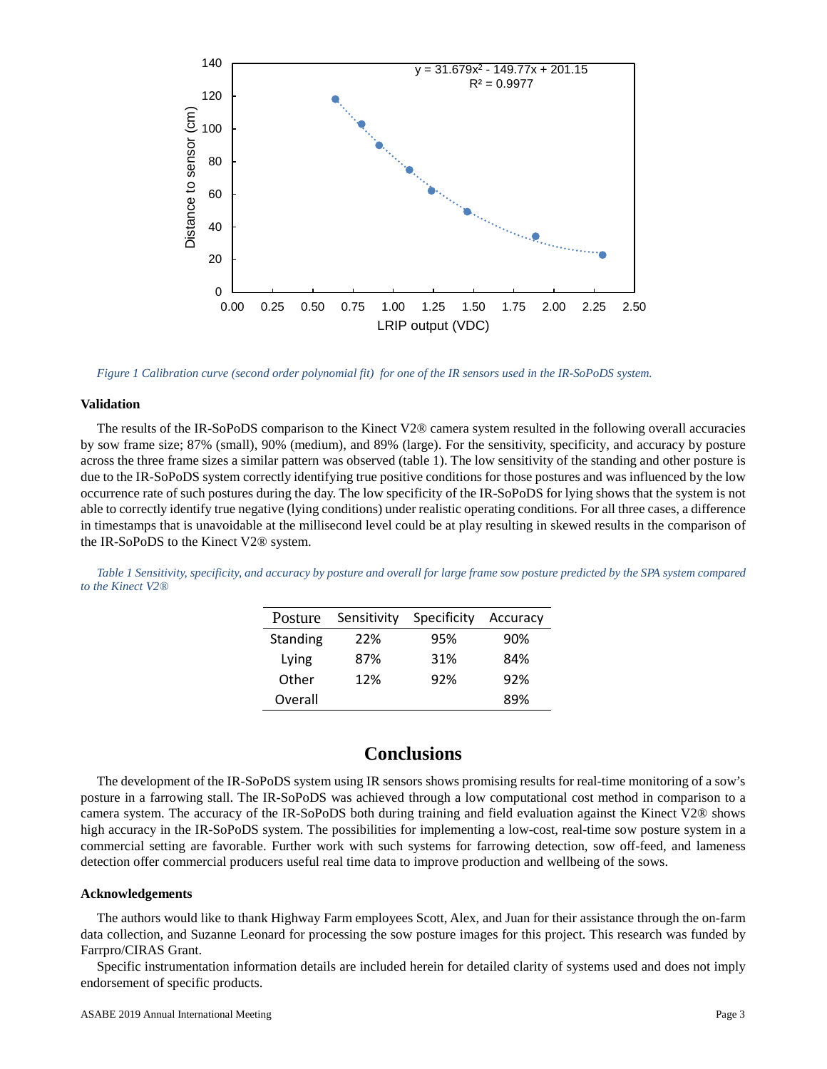Figure 1 Calibration curve (second order polynomial fit) for one of the IR sensors used in the IR-SoPoDS system.

### Validation

The results of the IR-SoPoDS comparison to the Kinect V2® camera system resulted in the following overall accuracies by sow frame size; 87% (small), 90% (medium), and 89% (large). For the sensitivity, specificity, and accuracy by posture across the three frame sizes a similar pattern was observed (table 1). The low sensitivity of the standing and other posture is due to the IR-SoPoDS system correctly identifying true positive conditions for those postures and was influenced by the low occurrence rate of such postures during the day. The low specificity of the IR-SoPoDS for lying shows that the system is not able to correctly identify true negative (lying conditions) under realistic operating conditions. For all three cases, a difference in timestamps that is unavoidable at the millisecond level could be at play resulting in skewed results in the comparison of the IR-SoPoDS to the Kinect V2® system.

*Table 1 Sensitivity, specificity, and accuracy by posture and overall for large frame sow posture predicted by the SPA system compared to the Kinect V2®*

| Posture | Sensitivity | Specificity | Accuracy |
|---|---|---|---|
| Standing | 22% | 95% | 90% |
| Lying | 87% | 31% | 84% |
| Other | 12% | 92% | 92% |
| Overall | | | 89% |

## Conclusions

The development of the IR-SoPoDS system using IR sensors shows promising results for real-time monitoring of a sow's posture in a farrowing stall. The IR-SoPoDS was achieved through a low computational cost method in comparison to a camera system. The accuracy of the IR-SoPoDS both during training and field evaluation against the Kinect V2® shows high accuracy in the IR-SoPoDS system. The possibilities for implementing a low-cost, real-time sow posture system in a commercial setting are favorable. Further work with such systems for farrowing detection, sow off-feed, and lameness detection offer commercial producers useful real time data to improve production and wellbeing of the sows.

### Acknowledgements

The authors would like to thank Highway Farm employees Scott, Alex, and Juan for their assistance through the on-farm data collection, and Suzanne Leonard for processing the sow posture images for this project. This research was funded by Farrpro/CIRAS Grant.

Specific instrumentation information details are included herein for detailed clarity of systems used and does not imply endorsement of specific products.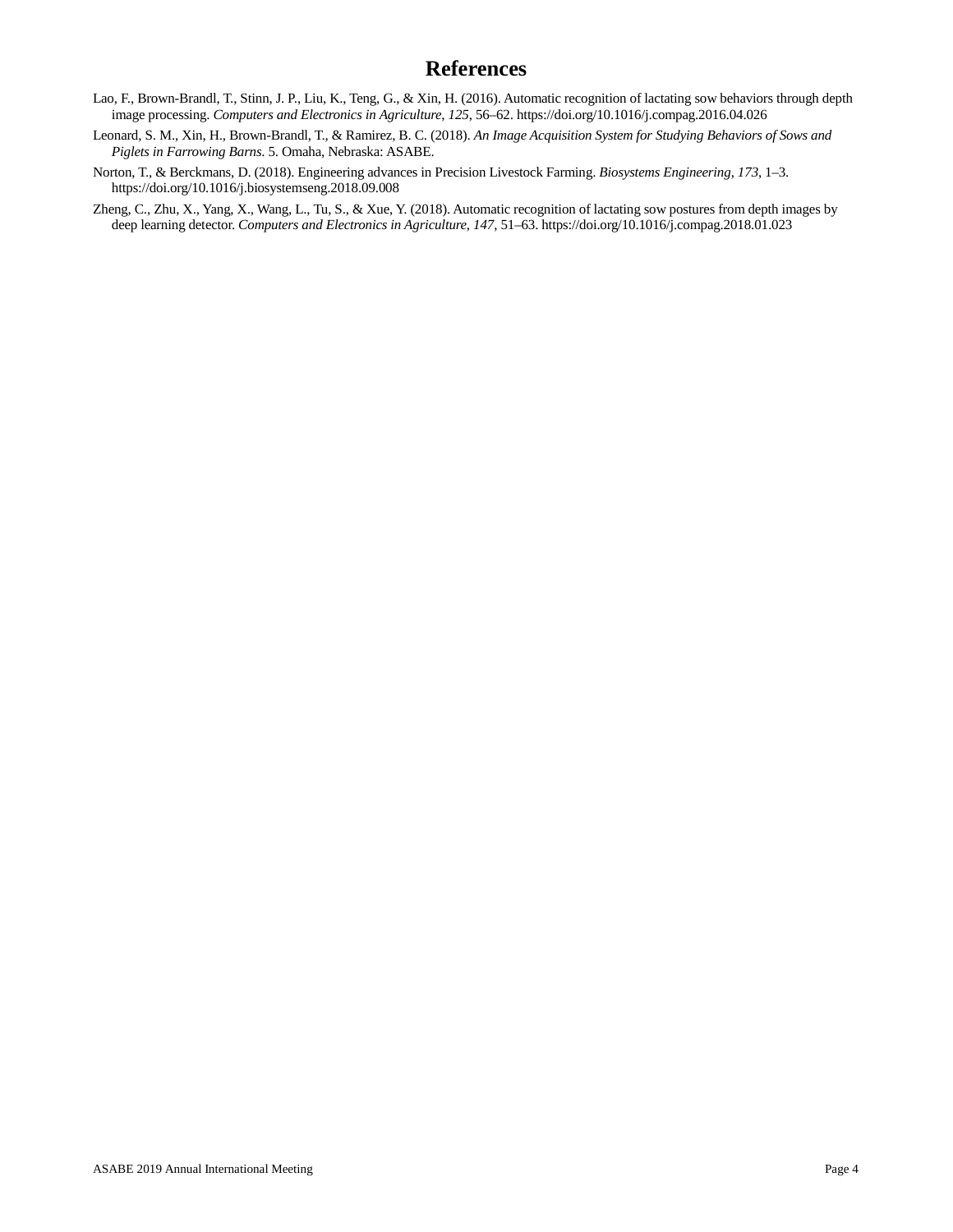# References

Lao, F., Brown-Brandl, T., Stinn, J. P., Liu, K., Teng, G., & Xin, H. (2016). Automatic recognition of lactating sow behaviors through depth image processing. *Computers and Electronics in Agriculture*, *125*, 56–62. https://doi.org/10.1016/j.compag.2016.04.026

Leonard, S. M., Xin, H., Brown-Brandl, T., & Ramirez, B. C. (2018). *An Image Acquisition System for Studying Behaviors of Sows and Piglets in Farrowing Barns*. 5. Omaha, Nebraska: ASABE.

Norton, T., & Berckmans, D. (2018). Engineering advances in Precision Livestock Farming. *Biosystems Engineering*, *173*, 1–3. https://doi.org/10.1016/j.biosystemseng.2018.09.008

Zheng, C., Zhu, X., Yang, X., Wang, L., Tu, S., & Xue, Y. (2018). Automatic recognition of lactating sow postures from depth images by deep learning detector. *Computers and Electronics in Agriculture*, *147*, 51–63. https://doi.org/10.1016/j.compag.2018.01.023